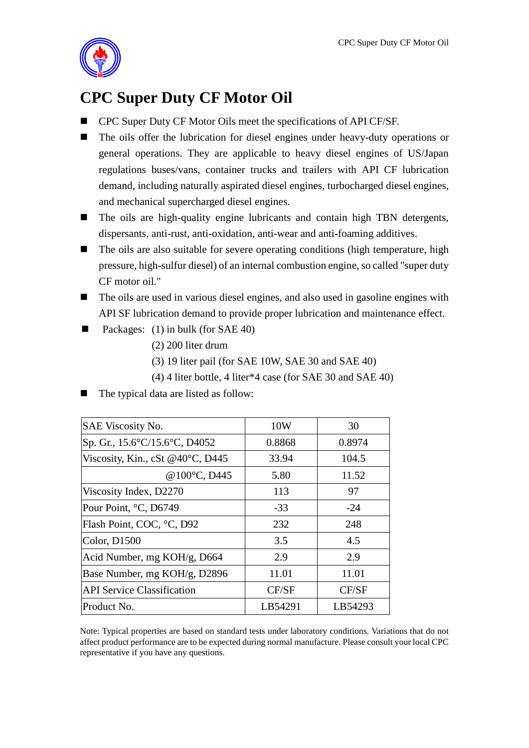# CPC Super Duty CF Motor Oil

- CPC Super Duty CF Motor Oils meet the specifications of API CF/SF.
- The oils offer the lubrication for diesel engines under heavy-duty operations or general operations. They are applicable to heavy diesel engines of US/Japan regulations buses/vans, container trucks and trailers with API CF lubrication demand, including naturally aspirated diesel engines, turbocharged diesel engines, and mechanical supercharged diesel engines.
- The oils are high-quality engine lubricants and contain high TBN detergents, dispersants, anti-rust, anti-oxidation, anti-wear and anti-foaming additives.
- The oils are also suitable for severe operating conditions (high temperature, high pressure, high-sulfur diesel) of an internal combustion engine, so called "super duty CF motor oil."
- The oils are used in various diesel engines, and also used in gasoline engines with API SF lubrication demand to provide proper lubrication and maintenance effect.
- Packages: (1) in bulk (for SAE 40)
  (2) 200 liter drum
  (3) 19 liter pail (for SAE 10W, SAE 30 and SAE 40)
  (4) 4 liter bottle, 4 liter*4 case (for SAE 30 and SAE 40)
- The typical data are listed as follow:

| SAE Viscosity No. | 10W | 30 |
|---|---|---|
| Sp. Gr., 15.6°C/15.6°C, D4052 | 0.8868 | 0.8974 |
| Viscosity, Kin., cSt @40°C, D445 | 33.94 | 104.5 |
| @100°C, D445 | 5.80 | 11.52 |
| Viscosity Index, D2270 | 113 | 97 |
| Pour Point, °C, D6749 | -33 | -24 |
| Flash Point, COC, °C, D92 | 232 | 248 |
| Color, D1500 | 3.5 | 4.5 |
| Acid Number, mg KOH/g, D664 | 2.9 | 2.9 |
| Base Number, mg KOH/g, D2896 | 11.01 | 11.01 |
| API Service Classification | CF/SF | CF/SF |
| Product No. | LB54291 | LB54293 |

Note: Typical properties are based on standard tests under laboratory conditions. Variations that do not affect product performance are to be expected during normal manufacture. Please consult your local CPC representative if you have any questions.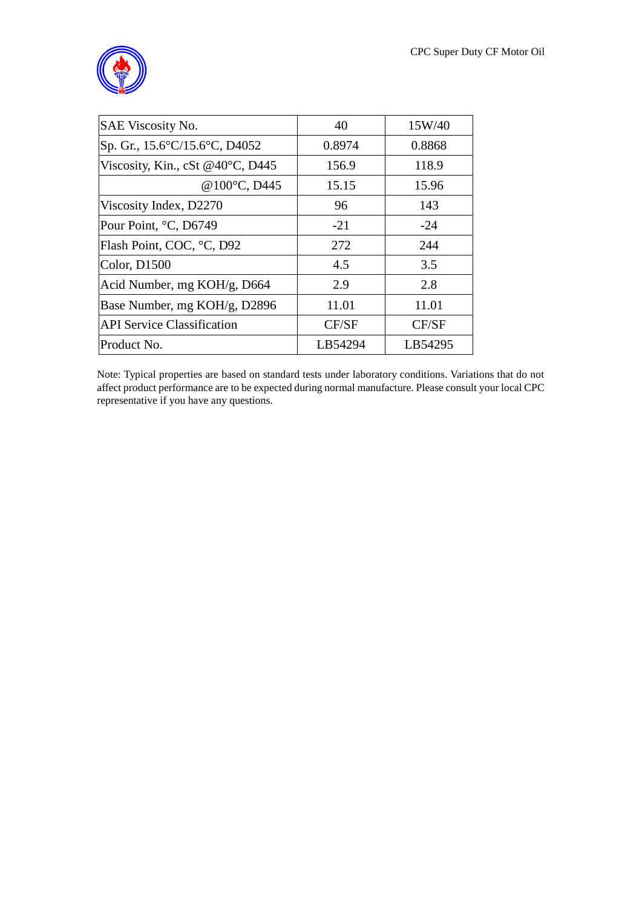| SAE Viscosity No. | 40 | 15W/40 |
| --- | --- | --- |
| Sp. Gr., 15.6°C/15.6°C, D4052 | 0.8974 | 0.8868 |
| Viscosity, Kin., cSt @40°C, D445 | 156.9 | 118.9 |
| @100°C, D445 | 15.15 | 15.96 |
| Viscosity Index, D2270 | 96 | 143 |
| Pour Point, °C, D6749 | -21 | -24 |
| Flash Point, COC, °C, D92 | 272 | 244 |
| Color, D1500 | 4.5 | 3.5 |
| Acid Number, mg KOH/g, D664 | 2.9 | 2.8 |
| Base Number, mg KOH/g, D2896 | 11.01 | 11.01 |
| API Service Classification | CF/SF | CF/SF |
| Product No. | LB54294 | LB54295 |

Note: Typical properties are based on standard tests under laboratory conditions. Variations that do not affect product performance are to be expected during normal manufacture. Please consult your local CPC representative if you have any questions.